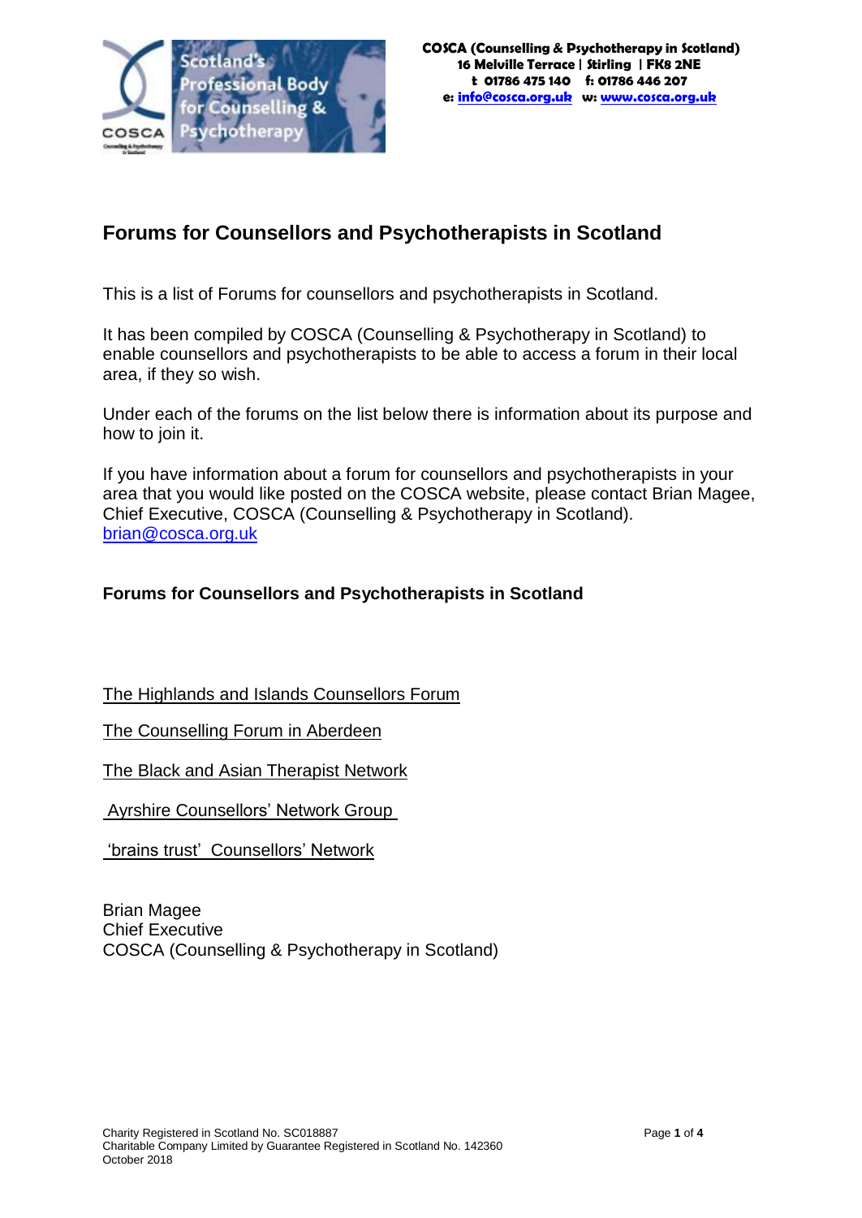COSCA (Counselling & Psychotherapy in Scotland)
16 Melville Terrace | Stirling | FK8 2NE
t 01786 475 140 f: 01786 446 207
e: info@cosca.org.uk w: www.cosca.org.uk

# Forums for Counsellors and Psychotherapists in Scotland

This is a list of Forums for counsellors and psychotherapists in Scotland.

It has been compiled by COSCA (Counselling & Psychotherapy in Scotland) to enable counsellors and psychotherapists to be able to access a forum in their local area, if they so wish.

Under each of the forums on the list below there is information about its purpose and how to join it.

If you have information about a forum for counsellors and psychotherapists in your area that you would like posted on the COSCA website, please contact Brian Magee, Chief Executive, COSCA (Counselling & Psychotherapy in Scotland). brian@cosca.org.uk

## Forums for Counsellors and Psychotherapists in Scotland

The Highlands and Islands Counsellors Forum

The Counselling Forum in Aberdeen

The Black and Asian Therapist Network

Ayrshire Counsellors' Network Group

'brains trust' Counsellors' Network

Brian Magee
Chief Executive
COSCA (Counselling & Psychotherapy in Scotland)

Charity Registered in Scotland No. SC018887
Charitable Company Limited by Guarantee Registered in Scotland No. 142360
October 2018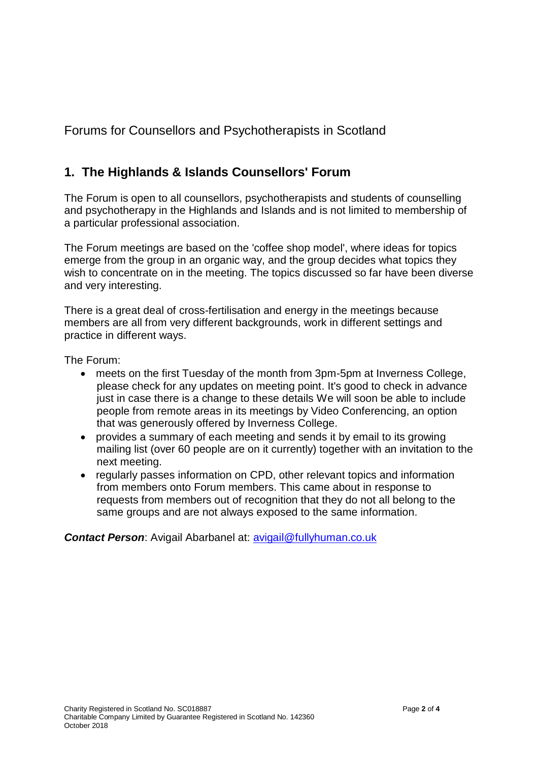Forums for Counsellors and Psychotherapists in Scotland

## 1. The Highlands & Islands Counsellors' Forum

The Forum is open to all counsellors, psychotherapists and students of counselling and psychotherapy in the Highlands and Islands and is not limited to membership of a particular professional association.

The Forum meetings are based on the 'coffee shop model', where ideas for topics emerge from the group in an organic way, and the group decides what topics they wish to concentrate on in the meeting. The topics discussed so far have been diverse and very interesting.

There is a great deal of cross-fertilisation and energy in the meetings because members are all from very different backgrounds, work in different settings and practice in different ways.

The Forum:

- meets on the first Tuesday of the month from 3pm-5pm at Inverness College, please check for any updates on meeting point. It's good to check in advance just in case there is a change to these details We will soon be able to include people from remote areas in its meetings by Video Conferencing, an option that was generously offered by Inverness College.
- provides a summary of each meeting and sends it by email to its growing mailing list (over 60 people are on it currently) together with an invitation to the next meeting.
- regularly passes information on CPD, other relevant topics and information from members onto Forum members. This came about in response to requests from members out of recognition that they do not all belong to the same groups and are not always exposed to the same information.

***Contact Person***: Avigail Abarbanel at: avigail@fullyhuman.co.uk

Charity Registered in Scotland No. SC018887
Charitable Company Limited by Guarantee Registered in Scotland No. 142360
October 2018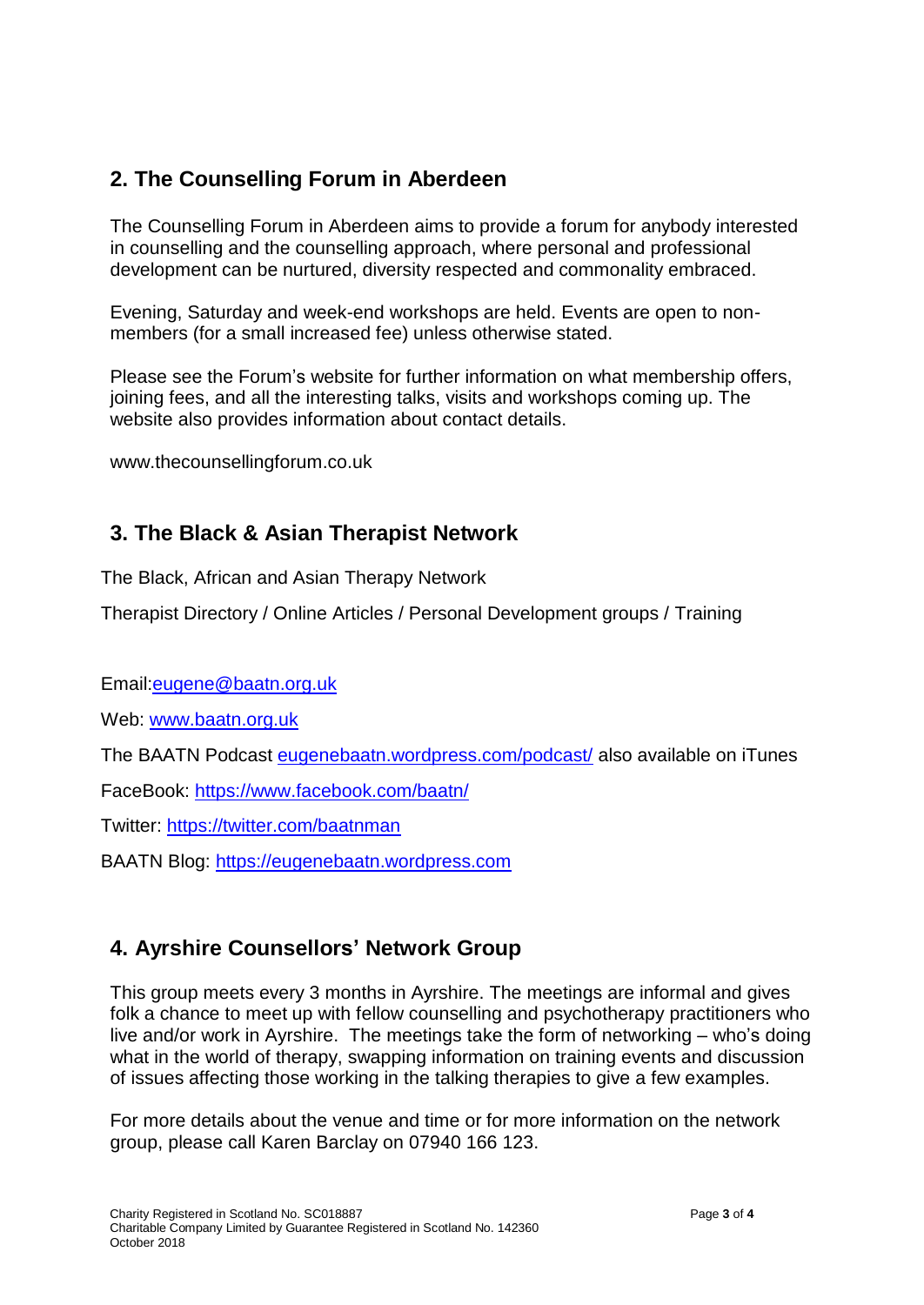## 2. The Counselling Forum in Aberdeen

The Counselling Forum in Aberdeen aims to provide a forum for anybody interested in counselling and the counselling approach, where personal and professional development can be nurtured, diversity respected and commonality embraced.

Evening, Saturday and week-end workshops are held. Events are open to non-members (for a small increased fee) unless otherwise stated.

Please see the Forum's website for further information on what membership offers, joining fees, and all the interesting talks, visits and workshops coming up. The website also provides information about contact details.

www.thecounsellingforum.co.uk

## 3. The Black & Asian Therapist Network

The Black, African and Asian Therapy Network

Therapist Directory / Online Articles / Personal Development groups / Training

Email:eugene@baatn.org.uk

Web: www.baatn.org.uk

The BAATN Podcast eugenebaatn.wordpress.com/podcast/ also available on iTunes

FaceBook: https://www.facebook.com/baatn/

Twitter: https://twitter.com/baatnman

BAATN Blog: https://eugenebaatn.wordpress.com

## 4. Ayrshire Counsellors' Network Group

This group meets every 3 months in Ayrshire. The meetings are informal and gives folk a chance to meet up with fellow counselling and psychotherapy practitioners who live and/or work in Ayrshire. The meetings take the form of networking – who's doing what in the world of therapy, swapping information on training events and discussion of issues affecting those working in the talking therapies to give a few examples.

For more details about the venue and time or for more information on the network group, please call Karen Barclay on 07940 166 123.

Charity Registered in Scotland No. SC018887
Charitable Company Limited by Guarantee Registered in Scotland No. 142360
October 2018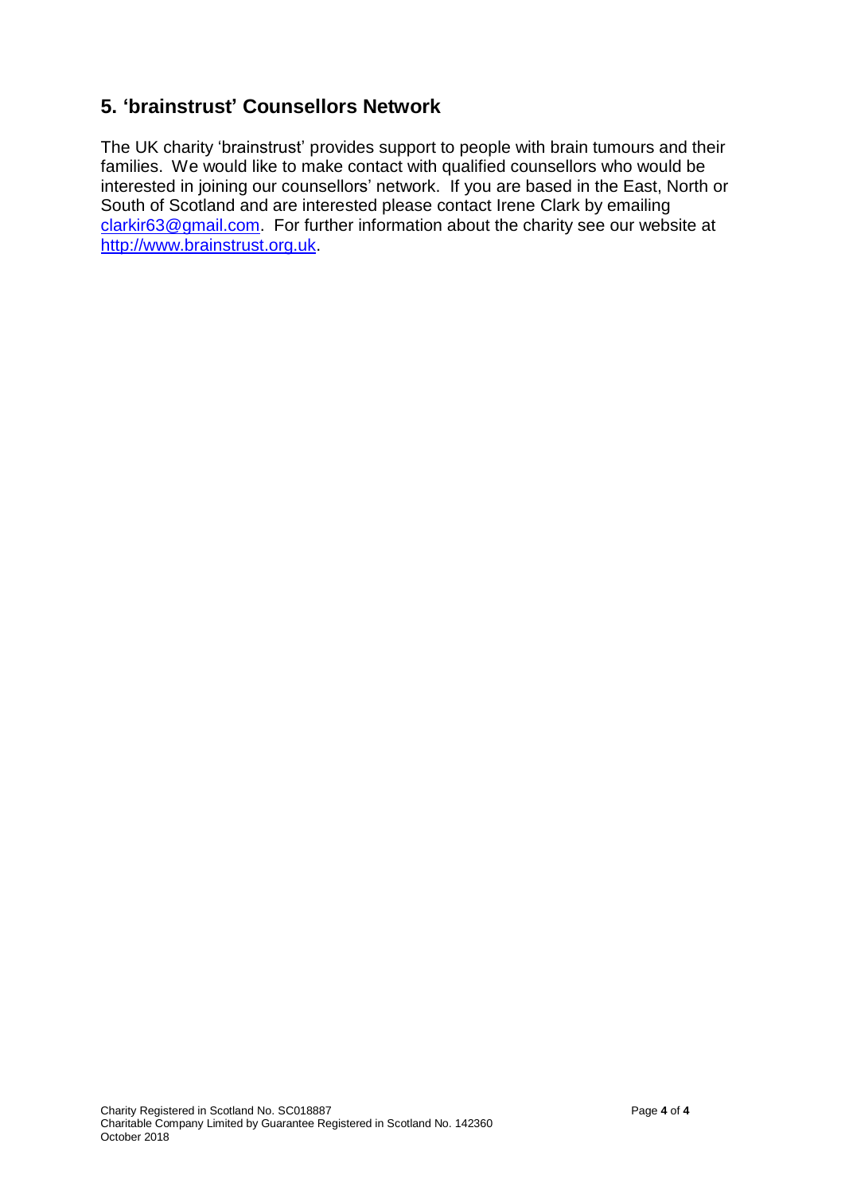## 5. 'brainstrust' Counsellors Network

The UK charity 'brainstrust' provides support to people with brain tumours and their families. We would like to make contact with qualified counsellors who would be interested in joining our counsellors' network. If you are based in the East, North or South of Scotland and are interested please contact Irene Clark by emailing clarkir63@gmail.com. For further information about the charity see our website at http://www.brainstrust.org.uk.